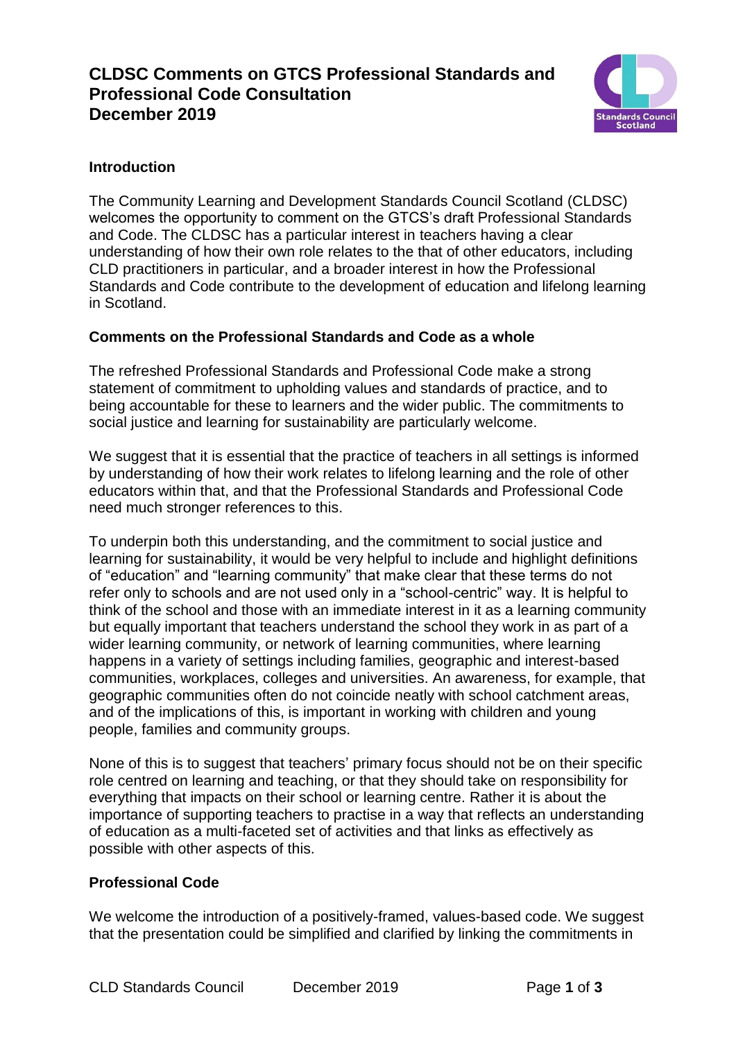# CLDSC Comments on GTCS Professional Standards and Professional Code Consultation
# December 2019

## Introduction

The Community Learning and Development Standards Council Scotland (CLDSC) welcomes the opportunity to comment on the GTCS's draft Professional Standards and Code. The CLDSC has a particular interest in teachers having a clear understanding of how their own role relates to the that of other educators, including CLD practitioners in particular, and a broader interest in how the Professional Standards and Code contribute to the development of education and lifelong learning in Scotland.

## Comments on the Professional Standards and Code as a whole

The refreshed Professional Standards and Professional Code make a strong statement of commitment to upholding values and standards of practice, and to being accountable for these to learners and the wider public. The commitments to social justice and learning for sustainability are particularly welcome.

We suggest that it is essential that the practice of teachers in all settings is informed by understanding of how their work relates to lifelong learning and the role of other educators within that, and that the Professional Standards and Professional Code need much stronger references to this.

To underpin both this understanding, and the commitment to social justice and learning for sustainability, it would be very helpful to include and highlight definitions of "education" and "learning community" that make clear that these terms do not refer only to schools and are not used only in a "school-centric" way. It is helpful to think of the school and those with an immediate interest in it as a learning community but equally important that teachers understand the school they work in as part of a wider learning community, or network of learning communities, where learning happens in a variety of settings including families, geographic and interest-based communities, workplaces, colleges and universities. An awareness, for example, that geographic communities often do not coincide neatly with school catchment areas, and of the implications of this, is important in working with children and young people, families and community groups.

None of this is to suggest that teachers' primary focus should not be on their specific role centred on learning and teaching, or that they should take on responsibility for everything that impacts on their school or learning centre. Rather it is about the importance of supporting teachers to practise in a way that reflects an understanding of education as a multi-faceted set of activities and that links as effectively as possible with other aspects of this.

## Professional Code

We welcome the introduction of a positively-framed, values-based code. We suggest that the presentation could be simplified and clarified by linking the commitments in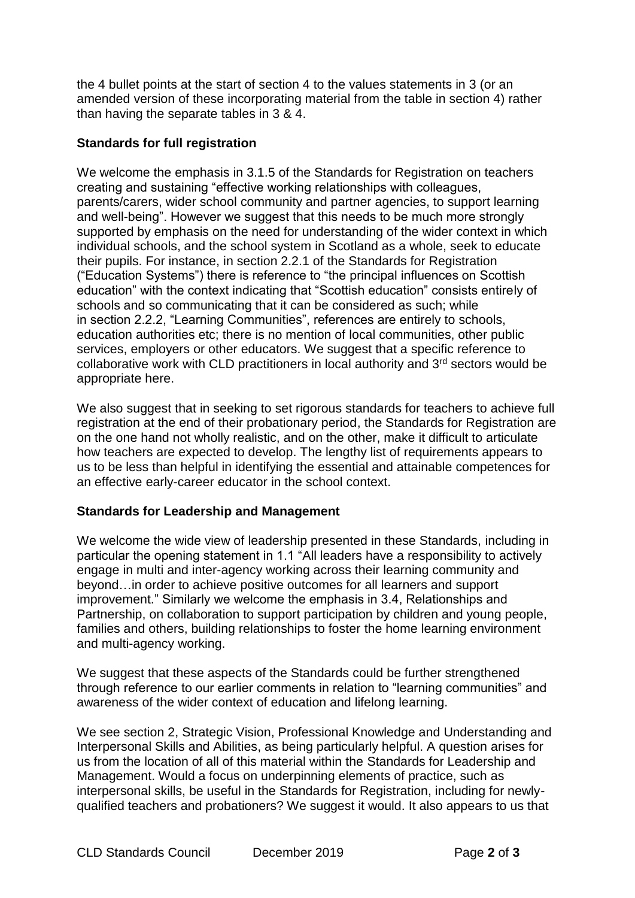the 4 bullet points at the start of section 4 to the values statements in 3 (or an amended version of these incorporating material from the table in section 4) rather than having the separate tables in 3 & 4.

**Standards for full registration**

We welcome the emphasis in 3.1.5 of the Standards for Registration on teachers creating and sustaining "effective working relationships with colleagues, parents/carers, wider school community and partner agencies, to support learning and well-being". However we suggest that this needs to be much more strongly supported by emphasis on the need for understanding of the wider context in which individual schools, and the school system in Scotland as a whole, seek to educate their pupils. For instance, in section 2.2.1 of the Standards for Registration ("Education Systems") there is reference to "the principal influences on Scottish education" with the context indicating that "Scottish education" consists entirely of schools and so communicating that it can be considered as such; while in section 2.2.2, "Learning Communities", references are entirely to schools, education authorities etc; there is no mention of local communities, other public services, employers or other educators. We suggest that a specific reference to collaborative work with CLD practitioners in local authority and 3rd sectors would be appropriate here.

We also suggest that in seeking to set rigorous standards for teachers to achieve full registration at the end of their probationary period, the Standards for Registration are on the one hand not wholly realistic, and on the other, make it difficult to articulate how teachers are expected to develop. The lengthy list of requirements appears to us to be less than helpful in identifying the essential and attainable competences for an effective early-career educator in the school context.

**Standards for Leadership and Management**

We welcome the wide view of leadership presented in these Standards, including in particular the opening statement in 1.1 "All leaders have a responsibility to actively engage in multi and inter-agency working across their learning community and beyond…in order to achieve positive outcomes for all learners and support improvement." Similarly we welcome the emphasis in 3.4, Relationships and Partnership, on collaboration to support participation by children and young people, families and others, building relationships to foster the home learning environment and multi-agency working.

We suggest that these aspects of the Standards could be further strengthened through reference to our earlier comments in relation to "learning communities" and awareness of the wider context of education and lifelong learning.

We see section 2, Strategic Vision, Professional Knowledge and Understanding and Interpersonal Skills and Abilities, as being particularly helpful. A question arises for us from the location of all of this material within the Standards for Leadership and Management. Would a focus on underpinning elements of practice, such as interpersonal skills, be useful in the Standards for Registration, including for newly-qualified teachers and probationers? We suggest it would. It also appears to us that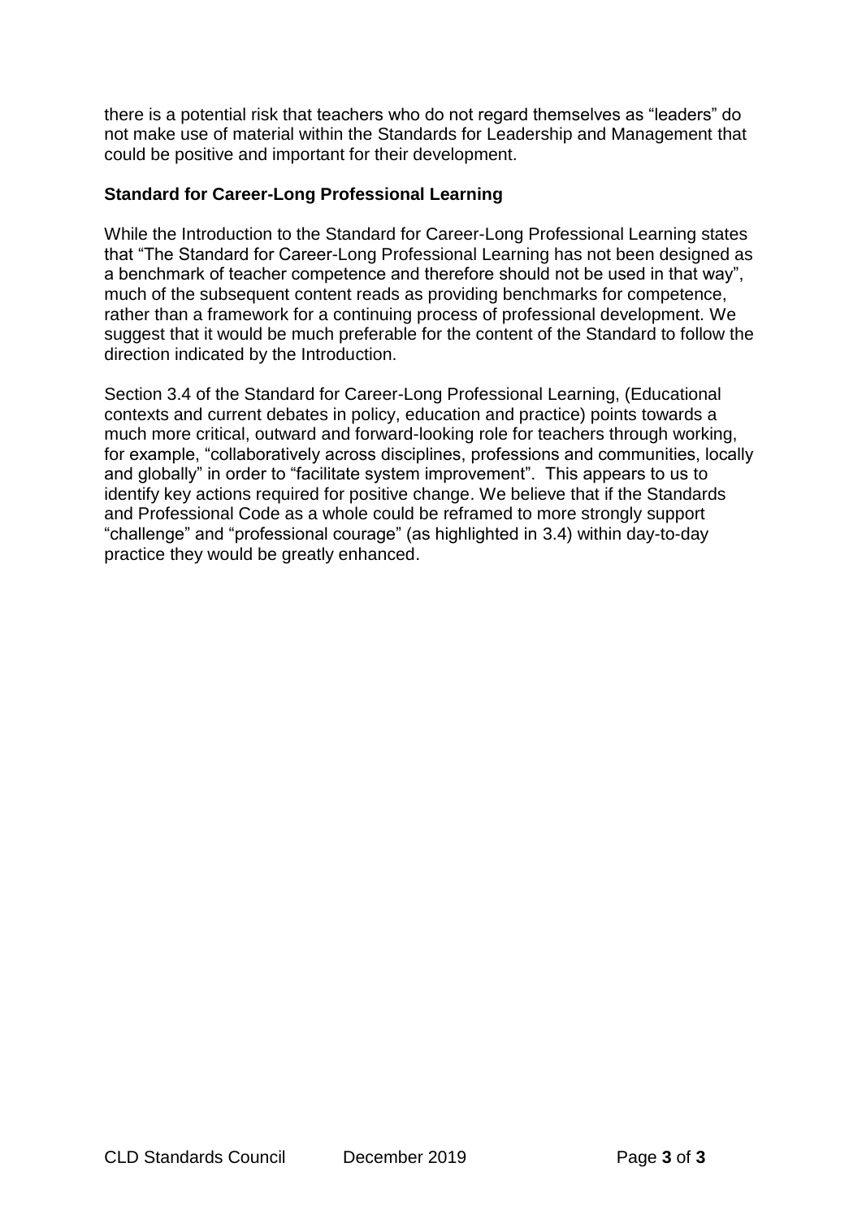there is a potential risk that teachers who do not regard themselves as "leaders" do not make use of material within the Standards for Leadership and Management that could be positive and important for their development.

### Standard for Career-Long Professional Learning

While the Introduction to the Standard for Career-Long Professional Learning states that "The Standard for Career-Long Professional Learning has not been designed as a benchmark of teacher competence and therefore should not be used in that way", much of the subsequent content reads as providing benchmarks for competence, rather than a framework for a continuing process of professional development. We suggest that it would be much preferable for the content of the Standard to follow the direction indicated by the Introduction.

Section 3.4 of the Standard for Career-Long Professional Learning, (Educational contexts and current debates in policy, education and practice) points towards a much more critical, outward and forward-looking role for teachers through working, for example, "collaboratively across disciplines, professions and communities, locally and globally" in order to "facilitate system improvement". This appears to us to identify key actions required for positive change. We believe that if the Standards and Professional Code as a whole could be reframed to more strongly support "challenge" and "professional courage" (as highlighted in 3.4) within day-to-day practice they would be greatly enhanced.